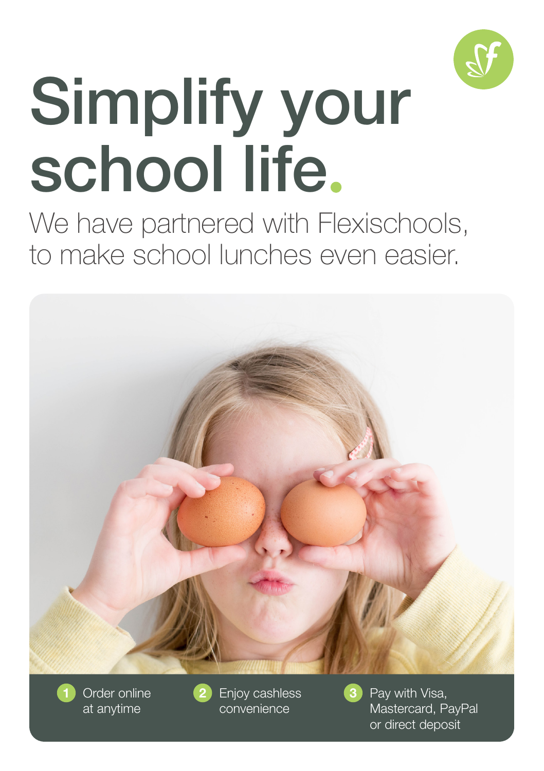# Simplify your school life.

We have partnered with Flexischools, to make school lunches even easier.

1. Order online at anytime
2. Enjoy cashless convenience
3. Pay with Visa, Mastercard, PayPal or direct deposit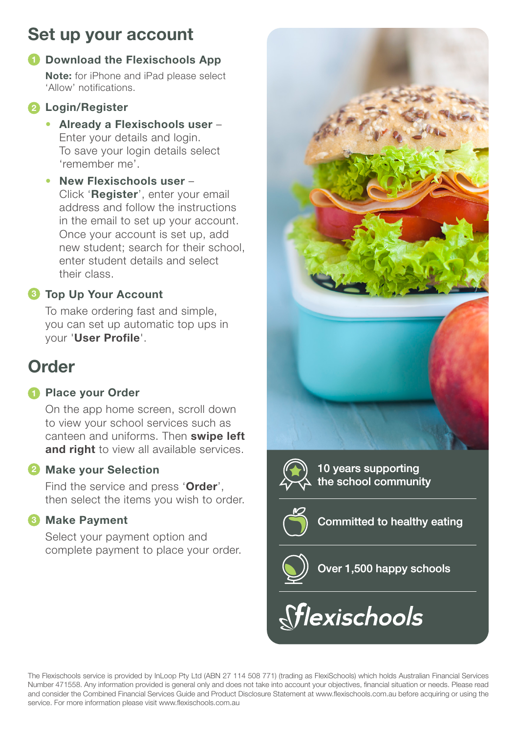## Set up your account

### 1 Download the Flexischools App

**Note:** for iPhone and iPad please select 'Allow' notifications.

### 2 Login/Register

- **Already a Flexischools user** – Enter your details and login. To save your login details select 'remember me'.
- **New Flexischools user** – Click '**Register**', enter your email address and follow the instructions in the email to set up your account. Once your account is set up, add new student; search for their school, enter student details and select their class.

### 3 Top Up Your Account

To make ordering fast and simple, you can set up automatic top ups in your '**User Profile**'.

## Order

### 1 Place your Order

On the app home screen, scroll down to view your school services such as canteen and uniforms. Then **swipe left and right** to view all available services.

### 2 Make your Selection

Find the service and press '**Order**', then select the items you wish to order.

### 3 Make Payment

Select your payment option and complete payment to place your order.

10 years supporting the school community

Committed to healthy eating

Over 1,500 happy schools

flexischools

The Flexischools service is provided by InLoop Pty Ltd (ABN 27 114 508 771) (trading as FlexiSchools) which holds Australian Financial Services Number 471558. Any information provided is general only and does not take into account your objectives, financial situation or needs. Please read and consider the Combined Financial Services Guide and Product Disclosure Statement at www.flexischools.com.au before acquiring or using the service. For more information please visit www.flexischools.com.au